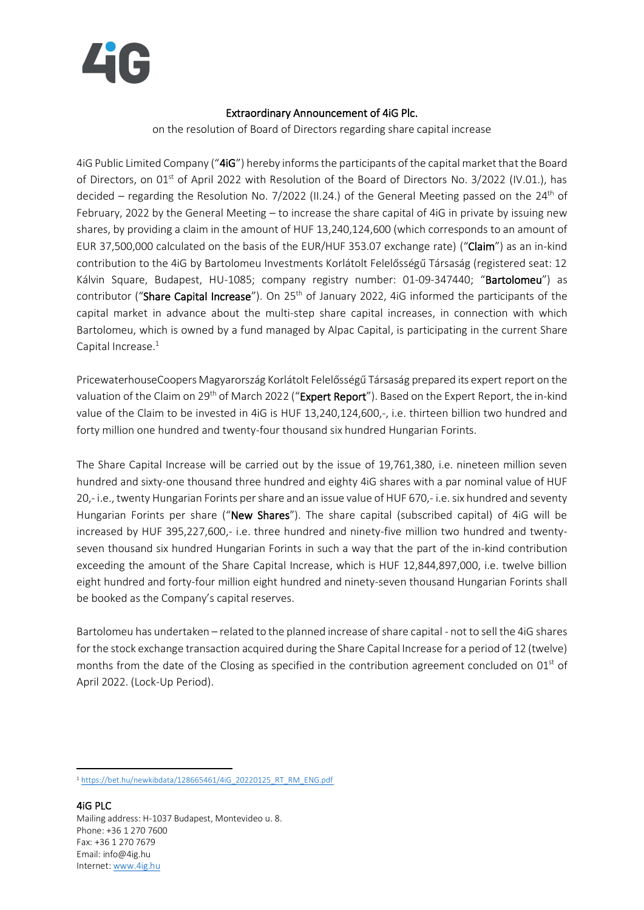# Extraordinary Announcement of 4iG Plc.

on the resolution of Board of Directors regarding share capital increase

4iG Public Limited Company ("**4iG**") hereby informs the participants of the capital market that the Board of Directors, on 01st of April 2022 with Resolution of the Board of Directors No. 3/2022 (IV.01.), has decided – regarding the Resolution No. 7/2022 (II.24.) of the General Meeting passed on the 24th of February, 2022 by the General Meeting – to increase the share capital of 4iG in private by issuing new shares, by providing a claim in the amount of HUF 13,240,124,600 (which corresponds to an amount of EUR 37,500,000 calculated on the basis of the EUR/HUF 353.07 exchange rate) ("**Claim**") as an in-kind contribution to the 4iG by Bartolomeu Investments Korlátolt Felelősségű Társaság (registered seat: 12 Kálvin Square, Budapest, HU-1085; company registry number: 01-09-347440; "**Bartolomeu**") as contributor ("**Share Capital Increase**"). On 25th of January 2022, 4iG informed the participants of the capital market in advance about the multi-step share capital increases, in connection with which Bartolomeu, which is owned by a fund managed by Alpac Capital, is participating in the current Share Capital Increase.[1]

PricewaterhouseCoopers Magyarország Korlátolt Felelősségű Társaság prepared its expert report on the valuation of the Claim on 29th of March 2022 ("**Expert Report**"). Based on the Expert Report, the in-kind value of the Claim to be invested in 4iG is HUF 13,240,124,600,-, i.e. thirteen billion two hundred and forty million one hundred and twenty-four thousand six hundred Hungarian Forints.

The Share Capital Increase will be carried out by the issue of 19,761,380, i.e. nineteen million seven hundred and sixty-one thousand three hundred and eighty 4iG shares with a par nominal value of HUF 20,- i.e., twenty Hungarian Forints per share and an issue value of HUF 670,- i.e. six hundred and seventy Hungarian Forints per share ("**New Shares**"). The share capital (subscribed capital) of 4iG will be increased by HUF 395,227,600,- i.e. three hundred and ninety-five million two hundred and twenty-seven thousand six hundred Hungarian Forints in such a way that the part of the in-kind contribution exceeding the amount of the Share Capital Increase, which is HUF 12,844,897,000, i.e. twelve billion eight hundred and forty-four million eight hundred and ninety-seven thousand Hungarian Forints shall be booked as the Company's capital reserves.

Bartolomeu has undertaken – related to the planned increase of share capital - not to sell the 4iG shares for the stock exchange transaction acquired during the Share Capital Increase for a period of 12 (twelve) months from the date of the Closing as specified in the contribution agreement concluded on 01st of April 2022. (Lock-Up Period).

[1] https://bet.hu/newkibdata/128665461/4iG_20220125_RT_RM_ENG.pdf

**4iG PLC**
Mailing address: H-1037 Budapest, Montevideo u. 8.
Phone: +36 1 270 7600
Fax: +36 1 270 7679
Email: info@4ig.hu
Internet: www.4ig.hu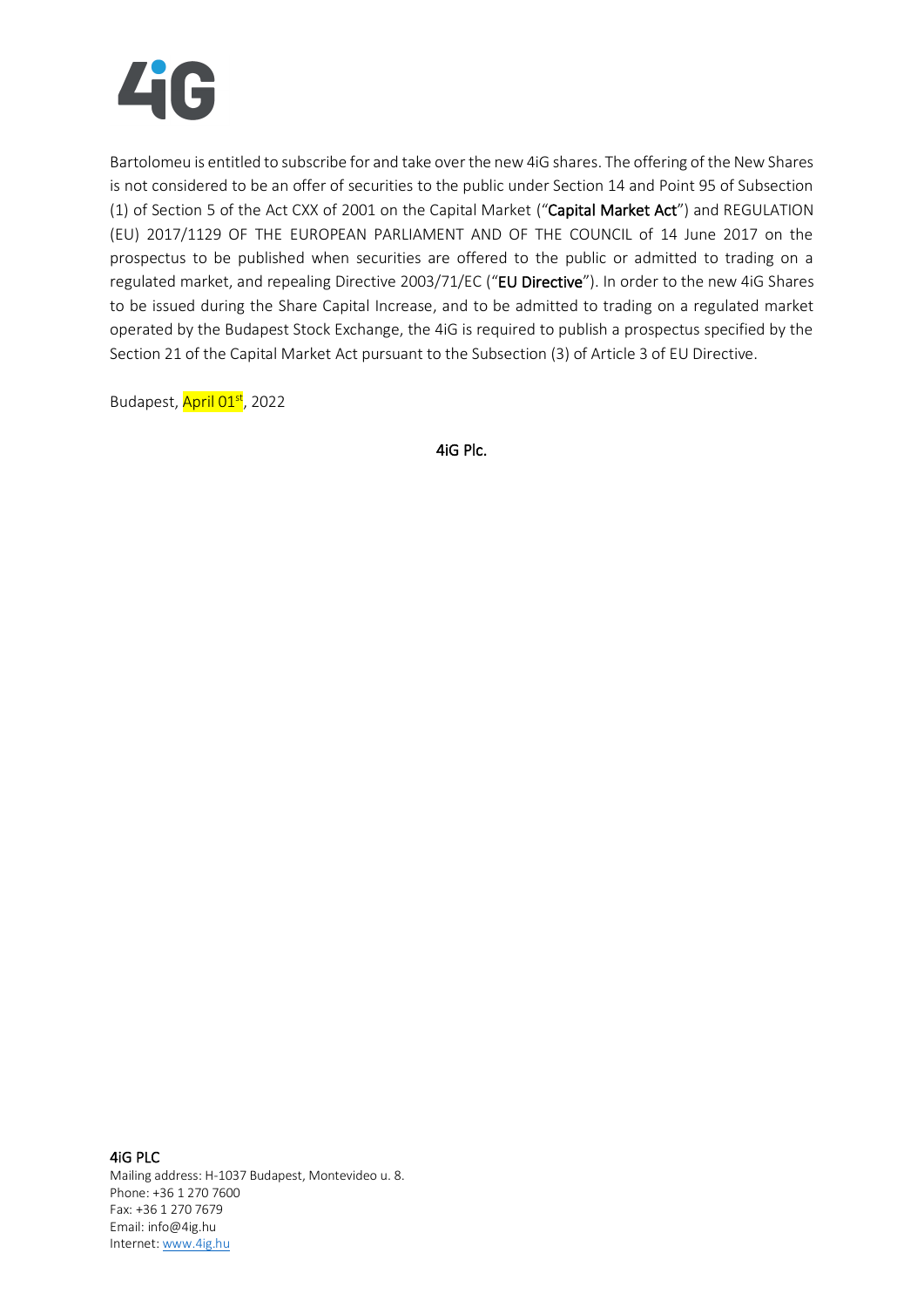Bartolomeu is entitled to subscribe for and take over the new 4iG shares. The offering of the New Shares is not considered to be an offer of securities to the public under Section 14 and Point 95 of Subsection (1) of Section 5 of the Act CXX of 2001 on the Capital Market ("**Capital Market Act**") and REGULATION (EU) 2017/1129 OF THE EUROPEAN PARLIAMENT AND OF THE COUNCIL of 14 June 2017 on the prospectus to be published when securities are offered to the public or admitted to trading on a regulated market, and repealing Directive 2003/71/EC ("**EU Directive**"). In order to the new 4iG Shares to be issued during the Share Capital Increase, and to be admitted to trading on a regulated market operated by the Budapest Stock Exchange, the 4iG is required to publish a prospectus specified by the Section 21 of the Capital Market Act pursuant to the Subsection (3) of Article 3 of EU Directive.

Budapest, April 01st, 2022

4iG Plc.

4iG PLC
Mailing address: H-1037 Budapest, Montevideo u. 8.
Phone: +36 1 270 7600
Fax: +36 1 270 7679
Email: info@4ig.hu
Internet: www.4ig.hu